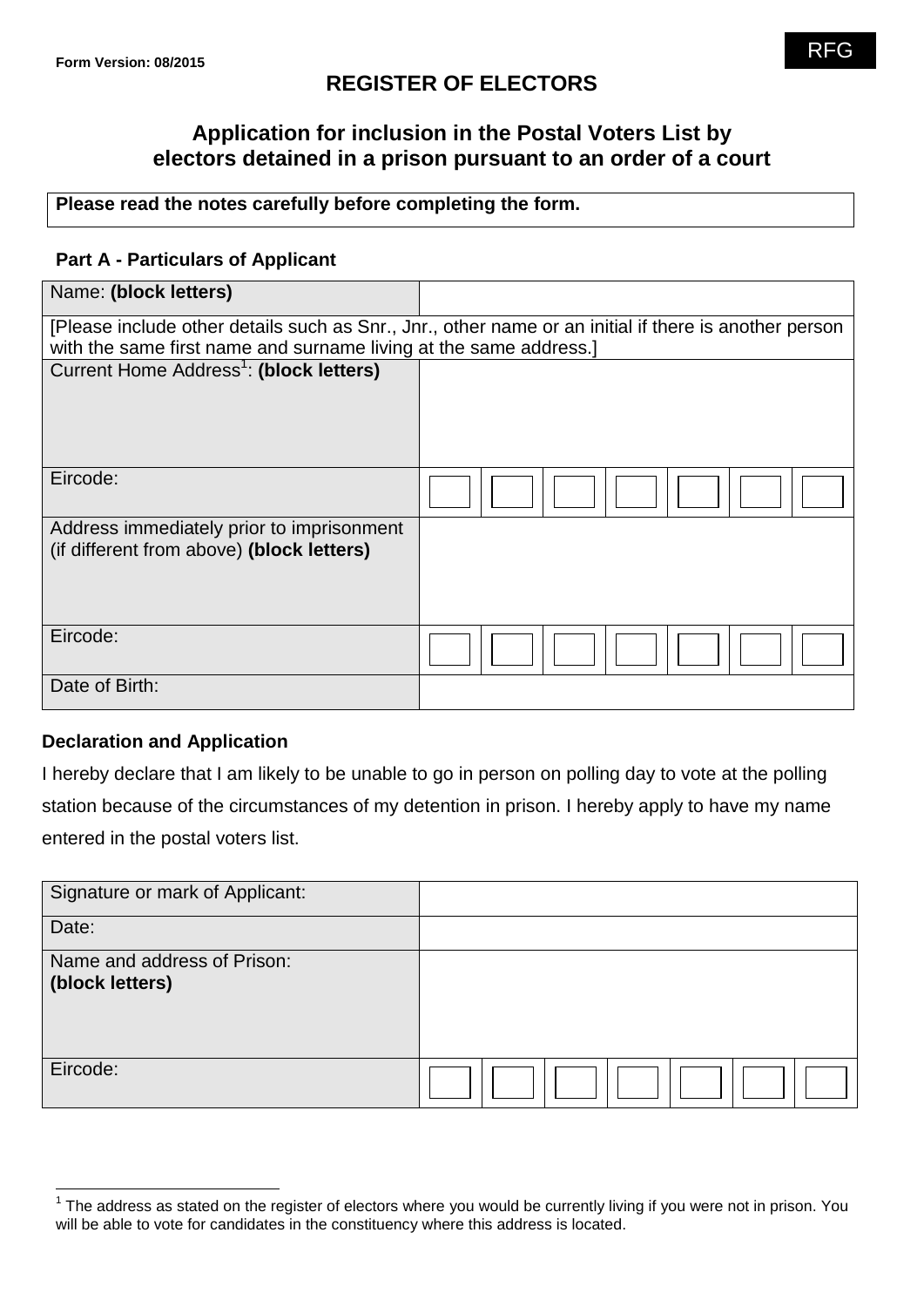Form Version: 08/2015

RFG

# REGISTER OF ELECTORS

## Application for inclusion in the Postal Voters List by electors detained in a prison pursuant to an order of a court

**Please read the notes carefully before completing the form.**

### Part A - Particulars of Applicant

| Name: **(block letters)** | |
|---|---|
| [Please include other details such as Snr., Jnr., other name or an initial if there is another person with the same first name and surname living at the same address.] | |
| Current Home Address[1]: **(block letters)** | |
| Eircode: | |
| Address immediately prior to imprisonment (if different from above) **(block letters)** | |
| Eircode: | |
| Date of Birth: | |

**Declaration and Application**

I hereby declare that I am likely to be unable to go in person on polling day to vote at the polling station because of the circumstances of my detention in prison. I hereby apply to have my name entered in the postal voters list.

| Signature or mark of Applicant: | |
|---|---|
| Date: | |
| Name and address of Prison: **(block letters)** | |
| Eircode: | |

[1] The address as stated on the register of electors where you would be currently living if you were not in prison. You will be able to vote for candidates in the constituency where this address is located.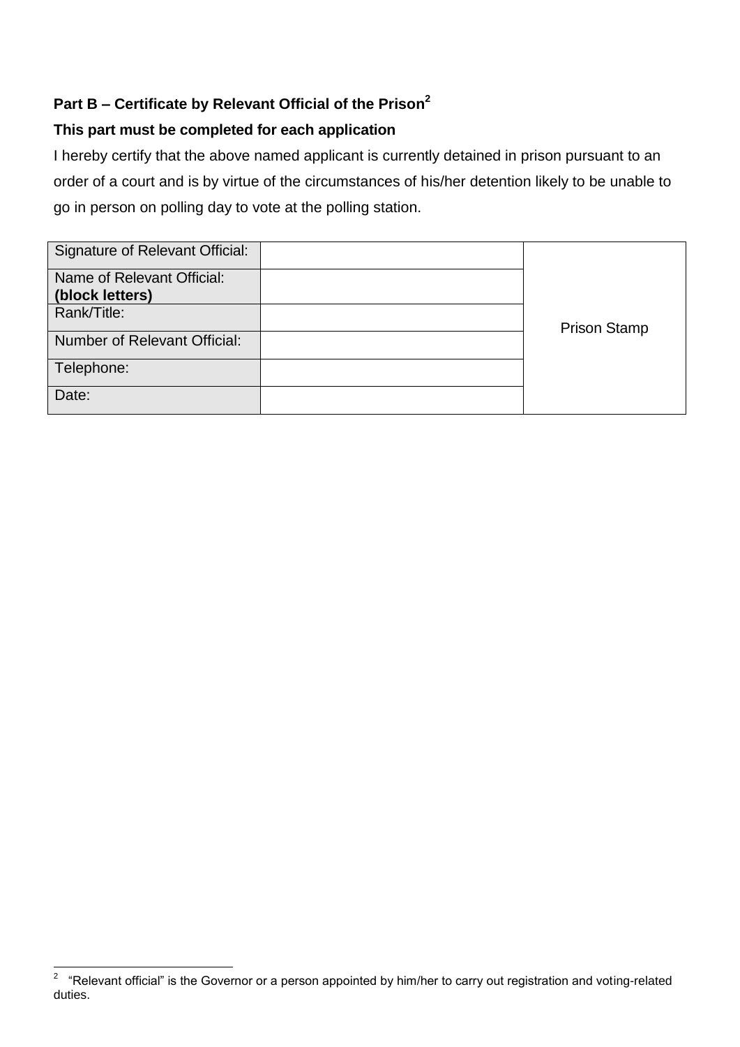**Part B – Certificate by Relevant Official of the Prison[2]**

**This part must be completed for each application**

I hereby certify that the above named applicant is currently detained in prison pursuant to an order of a court and is by virtue of the circumstances of his/her detention likely to be unable to go in person on polling day to vote at the polling station.

| | | |
|---|---|---|
| Signature of Relevant Official: | | Prison Stamp |
| Name of Relevant Official: **(block letters)** | | |
| Rank/Title: | | |
| Number of Relevant Official: | | |
| Telephone: | | |
| Date: | | |

[2] "Relevant official" is the Governor or a person appointed by him/her to carry out registration and voting-related duties.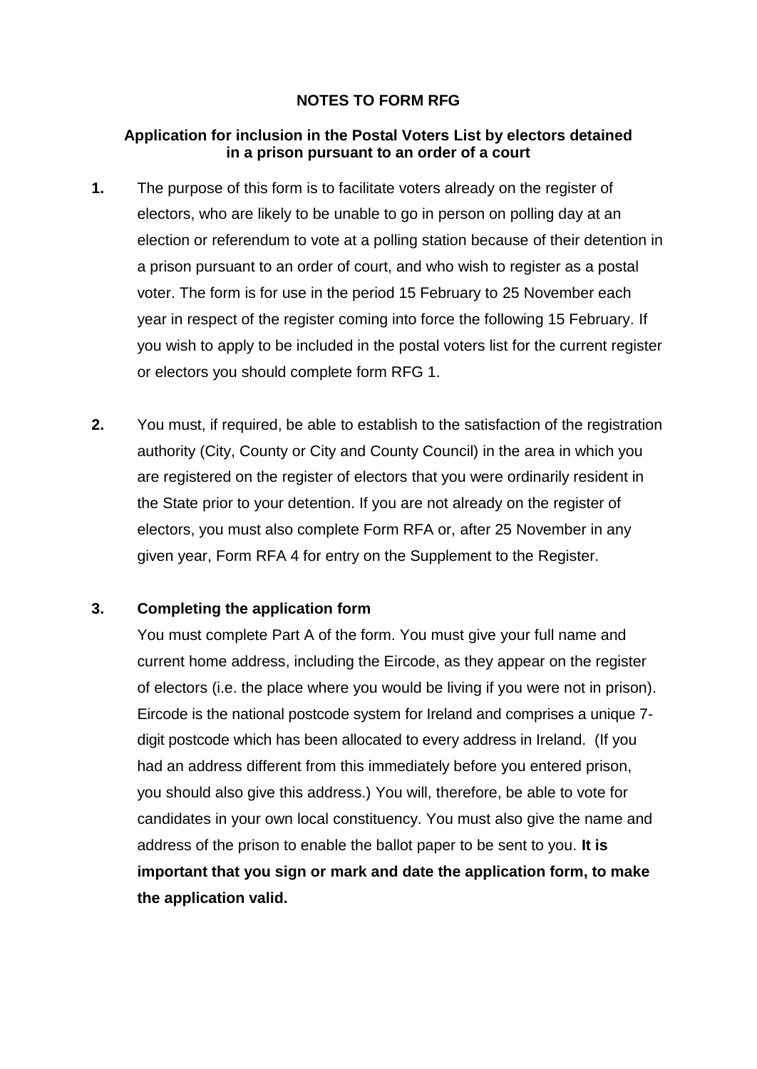**NOTES TO FORM RFG**

**Application for inclusion in the Postal Voters List by electors detained in a prison pursuant to an order of a court**

**1.** The purpose of this form is to facilitate voters already on the register of electors, who are likely to be unable to go in person on polling day at an election or referendum to vote at a polling station because of their detention in a prison pursuant to an order of court, and who wish to register as a postal voter. The form is for use in the period 15 February to 25 November each year in respect of the register coming into force the following 15 February. If you wish to apply to be included in the postal voters list for the current register or electors you should complete form RFG 1.

**2.** You must, if required, be able to establish to the satisfaction of the registration authority (City, County or City and County Council) in the area in which you are registered on the register of electors that you were ordinarily resident in the State prior to your detention. If you are not already on the register of electors, you must also complete Form RFA or, after 25 November in any given year, Form RFA 4 for entry on the Supplement to the Register.

**3. Completing the application form**

You must complete Part A of the form. You must give your full name and current home address, including the Eircode, as they appear on the register of electors (i.e. the place where you would be living if you were not in prison). Eircode is the national postcode system for Ireland and comprises a unique 7-digit postcode which has been allocated to every address in Ireland. (If you had an address different from this immediately before you entered prison, you should also give this address.) You will, therefore, be able to vote for candidates in your own local constituency. You must also give the name and address of the prison to enable the ballot paper to be sent to you. **It is important that you sign or mark and date the application form, to make the application valid.**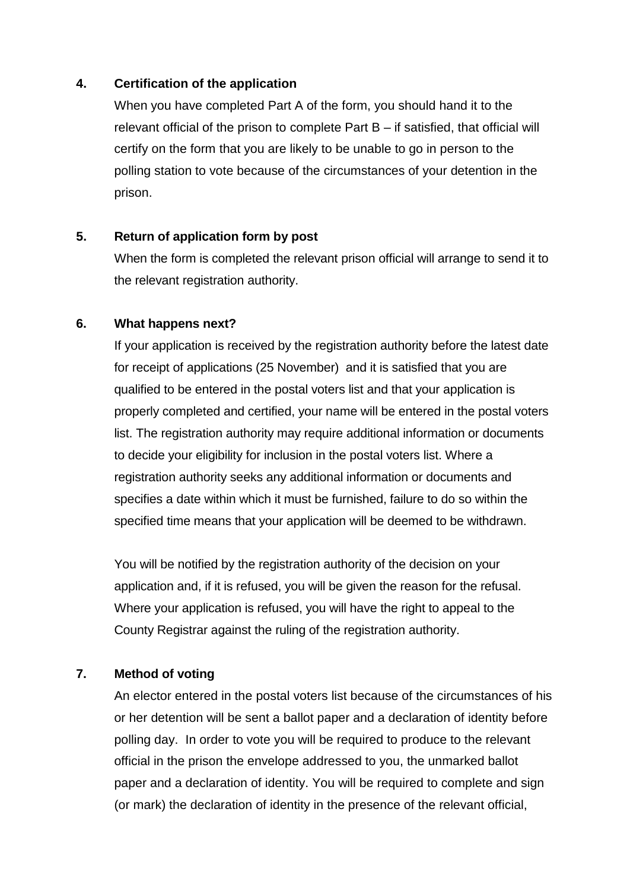**4. Certification of the application**

When you have completed Part A of the form, you should hand it to the relevant official of the prison to complete Part B – if satisfied, that official will certify on the form that you are likely to be unable to go in person to the polling station to vote because of the circumstances of your detention in the prison.

**5. Return of application form by post**

When the form is completed the relevant prison official will arrange to send it to the relevant registration authority.

**6. What happens next?**

If your application is received by the registration authority before the latest date for receipt of applications (25 November) and it is satisfied that you are qualified to be entered in the postal voters list and that your application is properly completed and certified, your name will be entered in the postal voters list. The registration authority may require additional information or documents to decide your eligibility for inclusion in the postal voters list. Where a registration authority seeks any additional information or documents and specifies a date within which it must be furnished, failure to do so within the specified time means that your application will be deemed to be withdrawn.

You will be notified by the registration authority of the decision on your application and, if it is refused, you will be given the reason for the refusal. Where your application is refused, you will have the right to appeal to the County Registrar against the ruling of the registration authority.

**7. Method of voting**

An elector entered in the postal voters list because of the circumstances of his or her detention will be sent a ballot paper and a declaration of identity before polling day. In order to vote you will be required to produce to the relevant official in the prison the envelope addressed to you, the unmarked ballot paper and a declaration of identity. You will be required to complete and sign (or mark) the declaration of identity in the presence of the relevant official,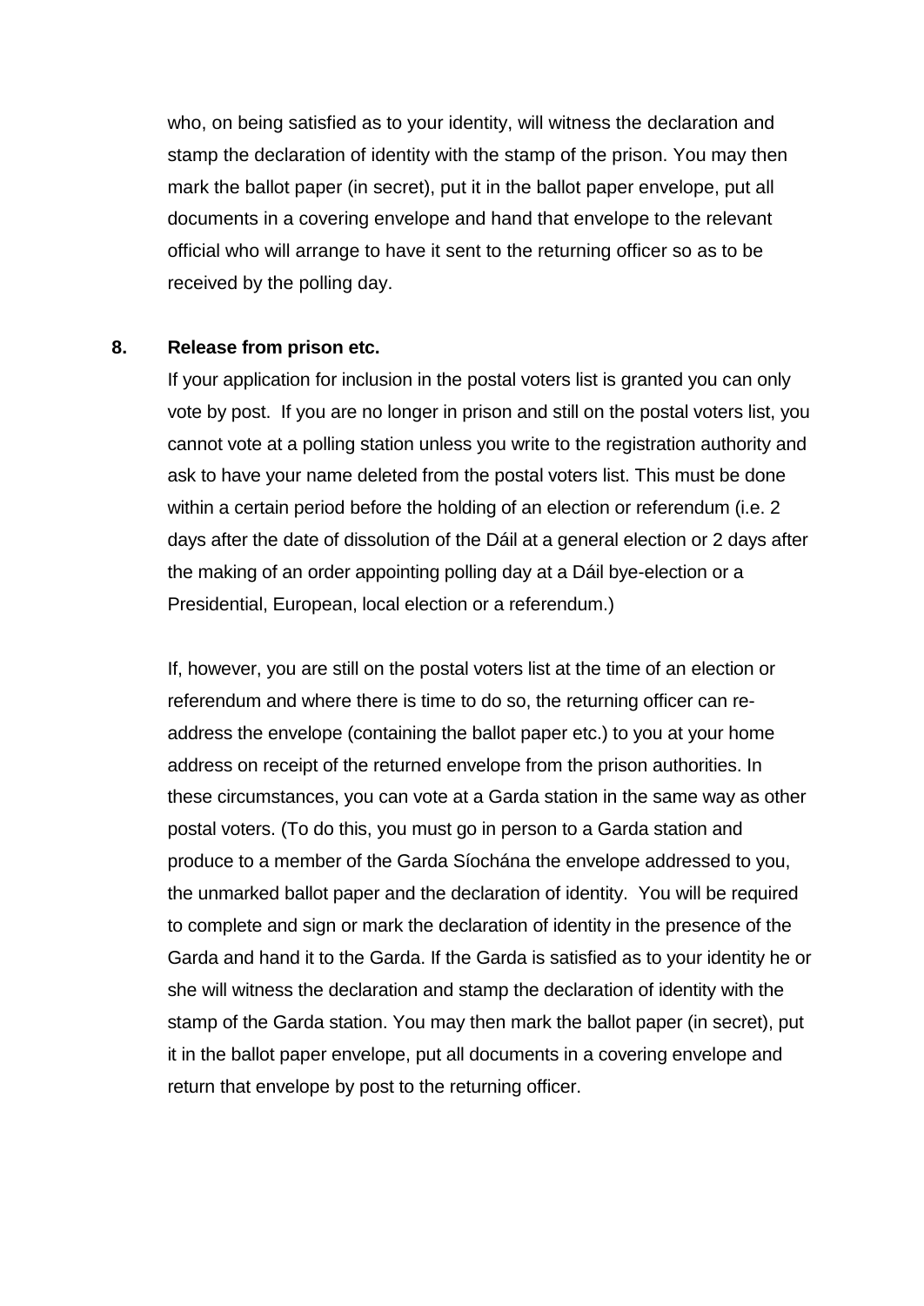who, on being satisfied as to your identity, will witness the declaration and stamp the declaration of identity with the stamp of the prison. You may then mark the ballot paper (in secret), put it in the ballot paper envelope, put all documents in a covering envelope and hand that envelope to the relevant official who will arrange to have it sent to the returning officer so as to be received by the polling day.

**8. Release from prison etc.**

If your application for inclusion in the postal voters list is granted you can only vote by post. If you are no longer in prison and still on the postal voters list, you cannot vote at a polling station unless you write to the registration authority and ask to have your name deleted from the postal voters list. This must be done within a certain period before the holding of an election or referendum (i.e. 2 days after the date of dissolution of the Dáil at a general election or 2 days after the making of an order appointing polling day at a Dáil bye-election or a Presidential, European, local election or a referendum.)

If, however, you are still on the postal voters list at the time of an election or referendum and where there is time to do so, the returning officer can re-address the envelope (containing the ballot paper etc.) to you at your home address on receipt of the returned envelope from the prison authorities. In these circumstances, you can vote at a Garda station in the same way as other postal voters. (To do this, you must go in person to a Garda station and produce to a member of the Garda Síochána the envelope addressed to you, the unmarked ballot paper and the declaration of identity. You will be required to complete and sign or mark the declaration of identity in the presence of the Garda and hand it to the Garda. If the Garda is satisfied as to your identity he or she will witness the declaration and stamp the declaration of identity with the stamp of the Garda station. You may then mark the ballot paper (in secret), put it in the ballot paper envelope, put all documents in a covering envelope and return that envelope by post to the returning officer.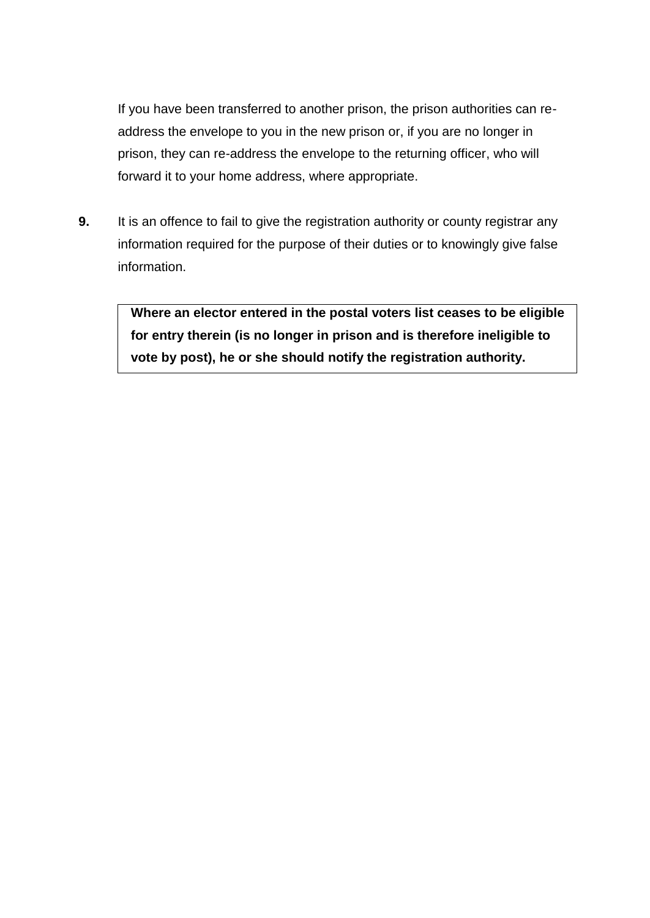If you have been transferred to another prison, the prison authorities can re-address the envelope to you in the new prison or, if you are no longer in prison, they can re-address the envelope to the returning officer, who will forward it to your home address, where appropriate.

**9.** It is an offence to fail to give the registration authority or county registrar any information required for the purpose of their duties or to knowingly give false information.

> **Where an elector entered in the postal voters list ceases to be eligible for entry therein (is no longer in prison and is therefore ineligible to vote by post), he or she should notify the registration authority.**